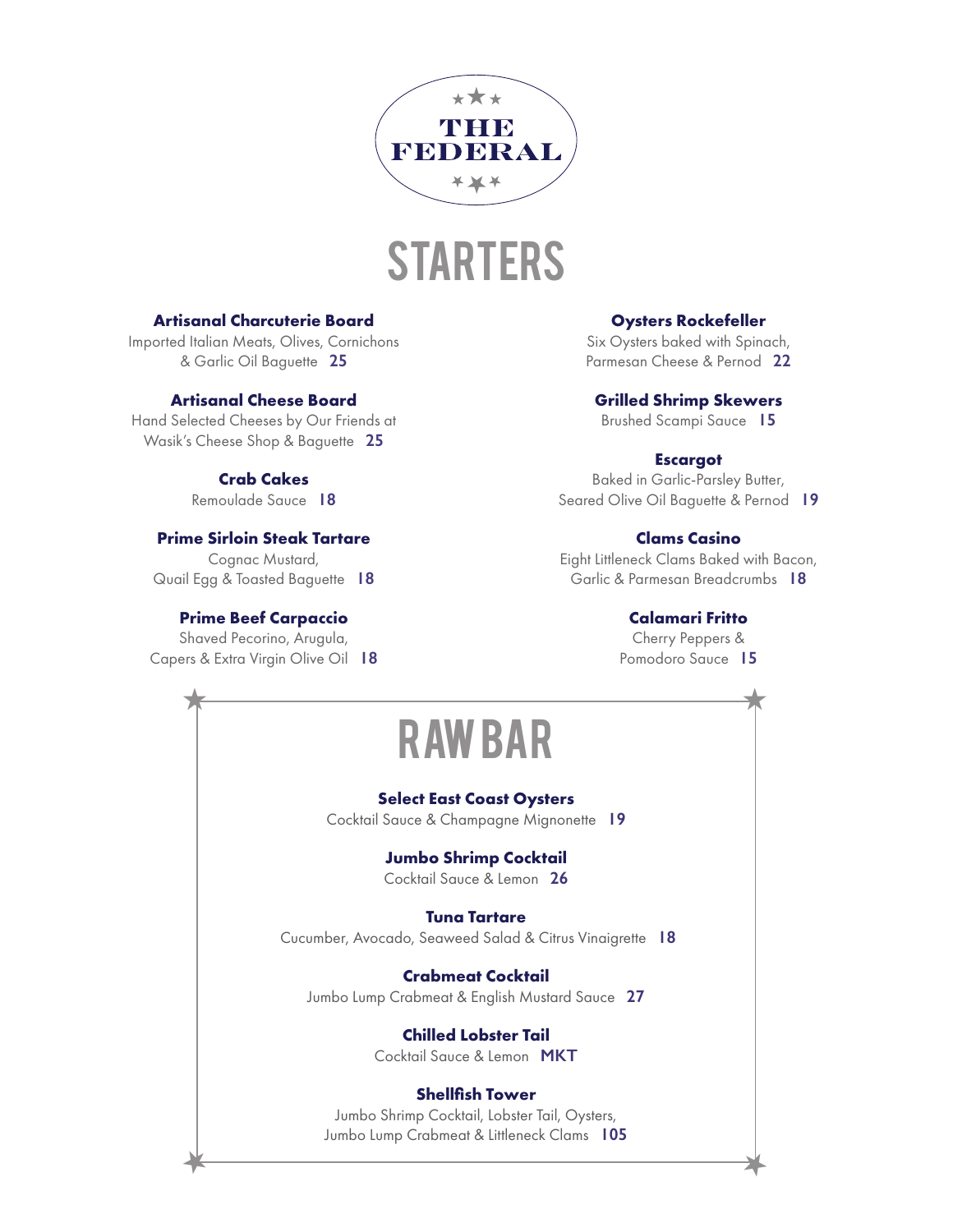# THE FEDERAL

## STARTERS

**Artisanal Charcuterie Board**
Imported Italian Meats, Olives, Cornichons & Garlic Oil Baguette **25**

**Artisanal Cheese Board**
Hand Selected Cheeses by Our Friends at Wasik's Cheese Shop & Baguette **25**

**Crab Cakes**
Remoulade Sauce **18**

**Prime Sirloin Steak Tartare**
Cognac Mustard, Quail Egg & Toasted Baguette **18**

**Prime Beef Carpaccio**
Shaved Pecorino, Arugula, Capers & Extra Virgin Olive Oil **18**

**Oysters Rockefeller**
Six Oysters baked with Spinach, Parmesan Cheese & Pernod **22**

**Grilled Shrimp Skewers**
Brushed Scampi Sauce **15**

**Escargot**
Baked in Garlic-Parsley Butter, Seared Olive Oil Baguette & Pernod **19**

**Clams Casino**
Eight Littleneck Clams Baked with Bacon, Garlic & Parmesan Breadcrumbs **18**

**Calamari Fritto**
Cherry Peppers & Pomodoro Sauce **15**

## RAW BAR

**Select East Coast Oysters**
Cocktail Sauce & Champagne Mignonette **19**

**Jumbo Shrimp Cocktail**
Cocktail Sauce & Lemon **26**

**Tuna Tartare**
Cucumber, Avocado, Seaweed Salad & Citrus Vinaigrette **18**

**Crabmeat Cocktail**
Jumbo Lump Crabmeat & English Mustard Sauce **27**

**Chilled Lobster Tail**
Cocktail Sauce & Lemon **MKT**

**Shellfish Tower**
Jumbo Shrimp Cocktail, Lobster Tail, Oysters, Jumbo Lump Crabmeat & Littleneck Clams **105**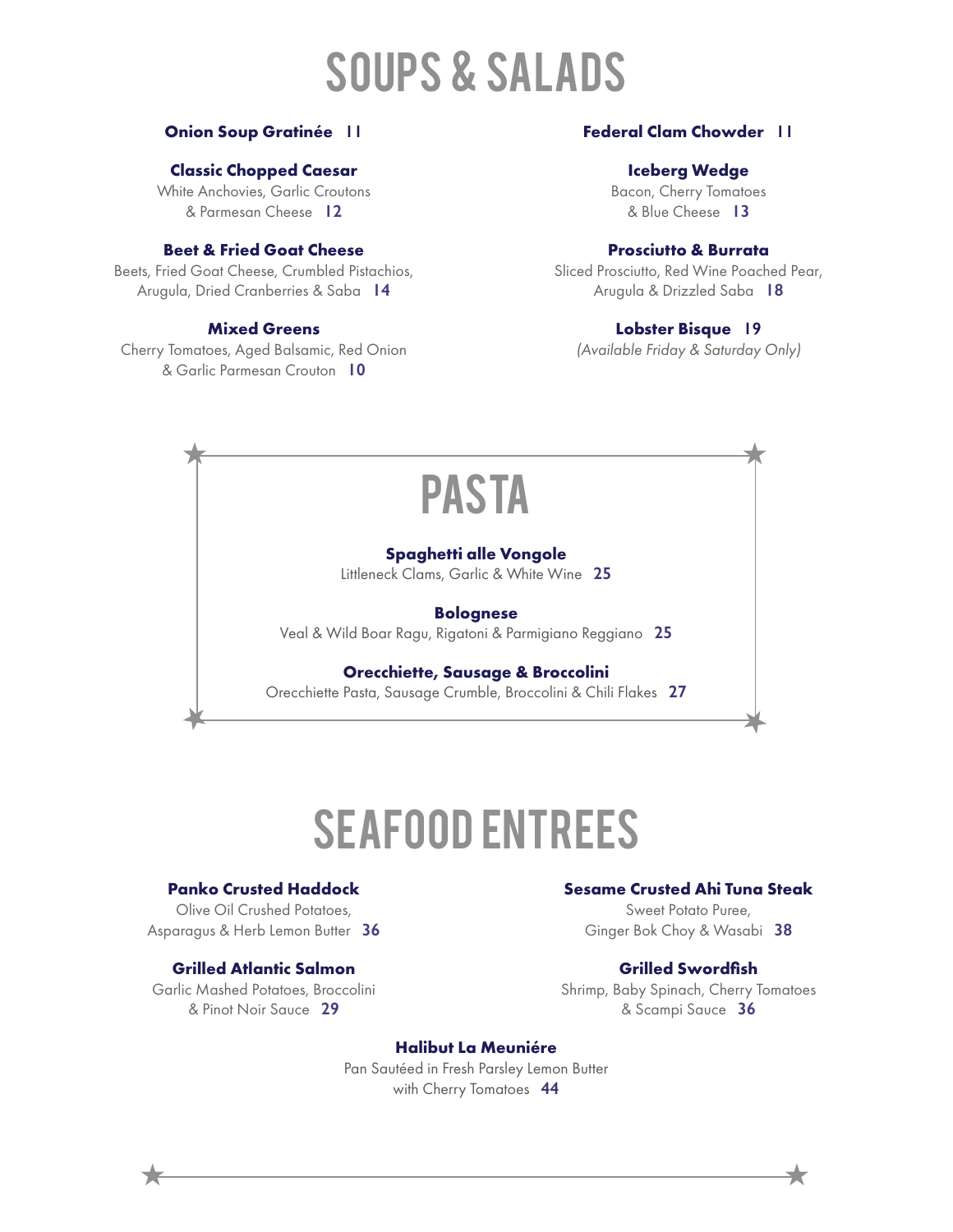# SOUPS & SALADS

**Onion Soup Gratinée** 11

**Classic Chopped Caesar**
White Anchovies, Garlic Croutons & Parmesan Cheese 12

**Beet & Fried Goat Cheese**
Beets, Fried Goat Cheese, Crumbled Pistachios, Arugula, Dried Cranberries & Saba 14

**Mixed Greens**
Cherry Tomatoes, Aged Balsamic, Red Onion & Garlic Parmesan Crouton 10

**Federal Clam Chowder** 11

**Iceberg Wedge**
Bacon, Cherry Tomatoes & Blue Cheese 13

**Prosciutto & Burrata**
Sliced Prosciutto, Red Wine Poached Pear, Arugula & Drizzled Saba 18

**Lobster Bisque** 19
*(Available Friday & Saturday Only)*

# PASTA

**Spaghetti alle Vongole**
Littleneck Clams, Garlic & White Wine 25

**Bolognese**
Veal & Wild Boar Ragu, Rigatoni & Parmigiano Reggiano 25

**Orecchiette, Sausage & Broccolini**
Orecchiette Pasta, Sausage Crumble, Broccolini & Chili Flakes 27

# SEAFOOD ENTREES

**Panko Crusted Haddock**
Olive Oil Crushed Potatoes, Asparagus & Herb Lemon Butter 36

**Grilled Atlantic Salmon**
Garlic Mashed Potatoes, Broccolini & Pinot Noir Sauce 29

**Sesame Crusted Ahi Tuna Steak**
Sweet Potato Puree, Ginger Bok Choy & Wasabi 38

**Grilled Swordfish**
Shrimp, Baby Spinach, Cherry Tomatoes & Scampi Sauce 36

**Halibut La Meuniére**
Pan Sautéed in Fresh Parsley Lemon Butter with Cherry Tomatoes 44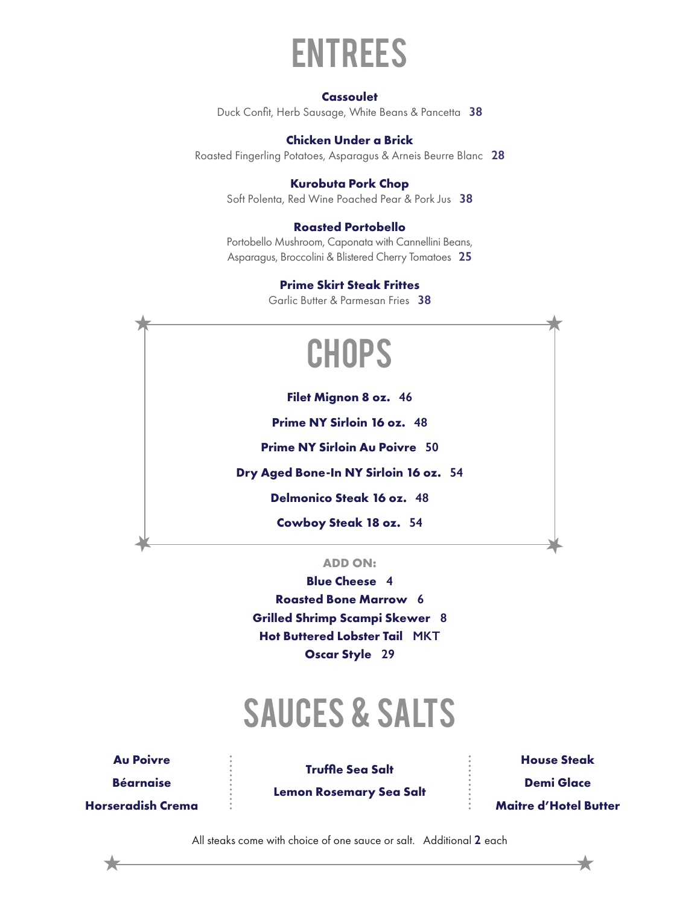# ENTREES

**Cassoulet**
Duck Confit, Herb Sausage, White Beans & Pancetta **38**

**Chicken Under a Brick**
Roasted Fingerling Potatoes, Asparagus & Arneis Beurre Blanc **28**

**Kurobuta Pork Chop**
Soft Polenta, Red Wine Poached Pear & Pork Jus **38**

**Roasted Portobello**
Portobello Mushroom, Caponata with Cannellini Beans, Asparagus, Broccolini & Blistered Cherry Tomatoes **25**

**Prime Skirt Steak Frittes**
Garlic Butter & Parmesan Fries **38**

# CHOPS

**Filet Mignon 8 oz.** 46

**Prime NY Sirloin 16 oz.** 48

**Prime NY Sirloin Au Poivre** 50

**Dry Aged Bone-In NY Sirloin 16 oz.** 54

**Delmonico Steak 16 oz.** 48

**Cowboy Steak 18 oz.** 54

**ADD ON:**

**Blue Cheese** 4
**Roasted Bone Marrow** 6
**Grilled Shrimp Scampi Skewer** 8
**Hot Buttered Lobster Tail** MKT
**Oscar Style** 29

# SAUCES & SALTS

**Au Poivre**
**Béarnaise**
**Horseradish Crema**

**Truffle Sea Salt**
**Lemon Rosemary Sea Salt**

**House Steak**
**Demi Glace**
**Maitre d'Hotel Butter**

All steaks come with choice of one sauce or salt. Additional **2** each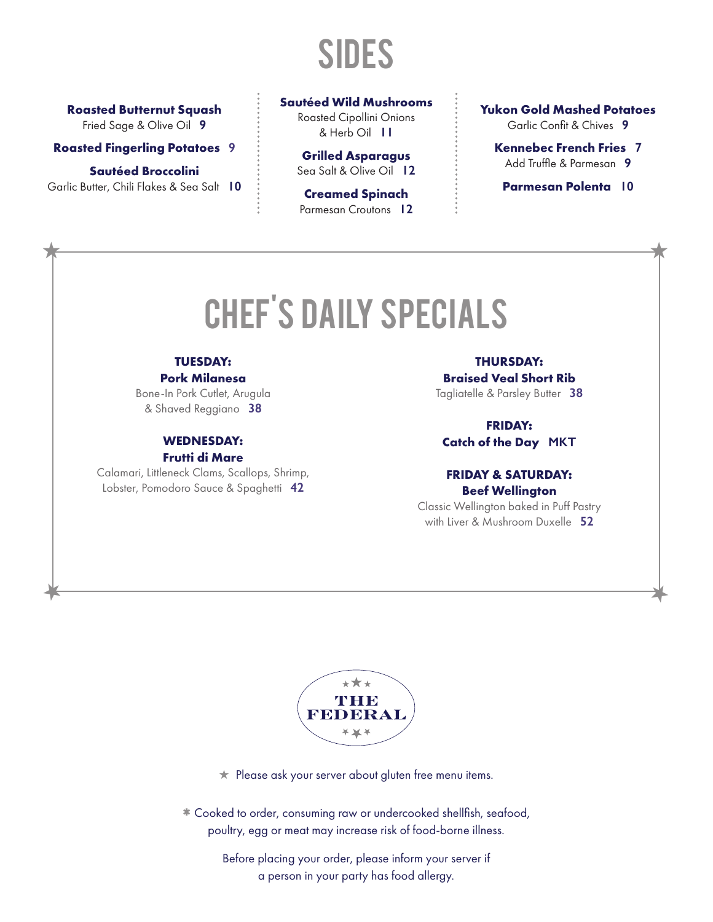# SIDES

**Roasted Butternut Squash**
Fried Sage & Olive Oil **9**

**Roasted Fingerling Potatoes** **9**

**Sautéed Broccolini**
Garlic Butter, Chili Flakes & Sea Salt **10**

**Sautéed Wild Mushrooms**
Roasted Cipollini Onions & Herb Oil **11**

**Grilled Asparagus**
Sea Salt & Olive Oil **12**

**Creamed Spinach**
Parmesan Croutons **12**

**Yukon Gold Mashed Potatoes**
Garlic Confit & Chives **9**

**Kennebec French Fries** **7**
Add Truffle & Parmesan **9**

**Parmesan Polenta** **10**

# CHEF'S DAILY SPECIALS

**TUESDAY:**
**Pork Milanesa**
Bone-In Pork Cutlet, Arugula & Shaved Reggiano **38**

**WEDNESDAY:**
**Frutti di Mare**
Calamari, Littleneck Clams, Scallops, Shrimp, Lobster, Pomodoro Sauce & Spaghetti **42**

**THURSDAY:**
**Braised Veal Short Rib**
Tagliatelle & Parsley Butter **38**

**FRIDAY:**
**Catch of the Day** MKT

**FRIDAY & SATURDAY:**
**Beef Wellington**
Classic Wellington baked in Puff Pastry with Liver & Mushroom Duxelle **52**

THE FEDERAL

★ Please ask your server about gluten free menu items.

* Cooked to order, consuming raw or undercooked shellfish, seafood, poultry, egg or meat may increase risk of food-borne illness.

Before placing your order, please inform your server if a person in your party has food allergy.